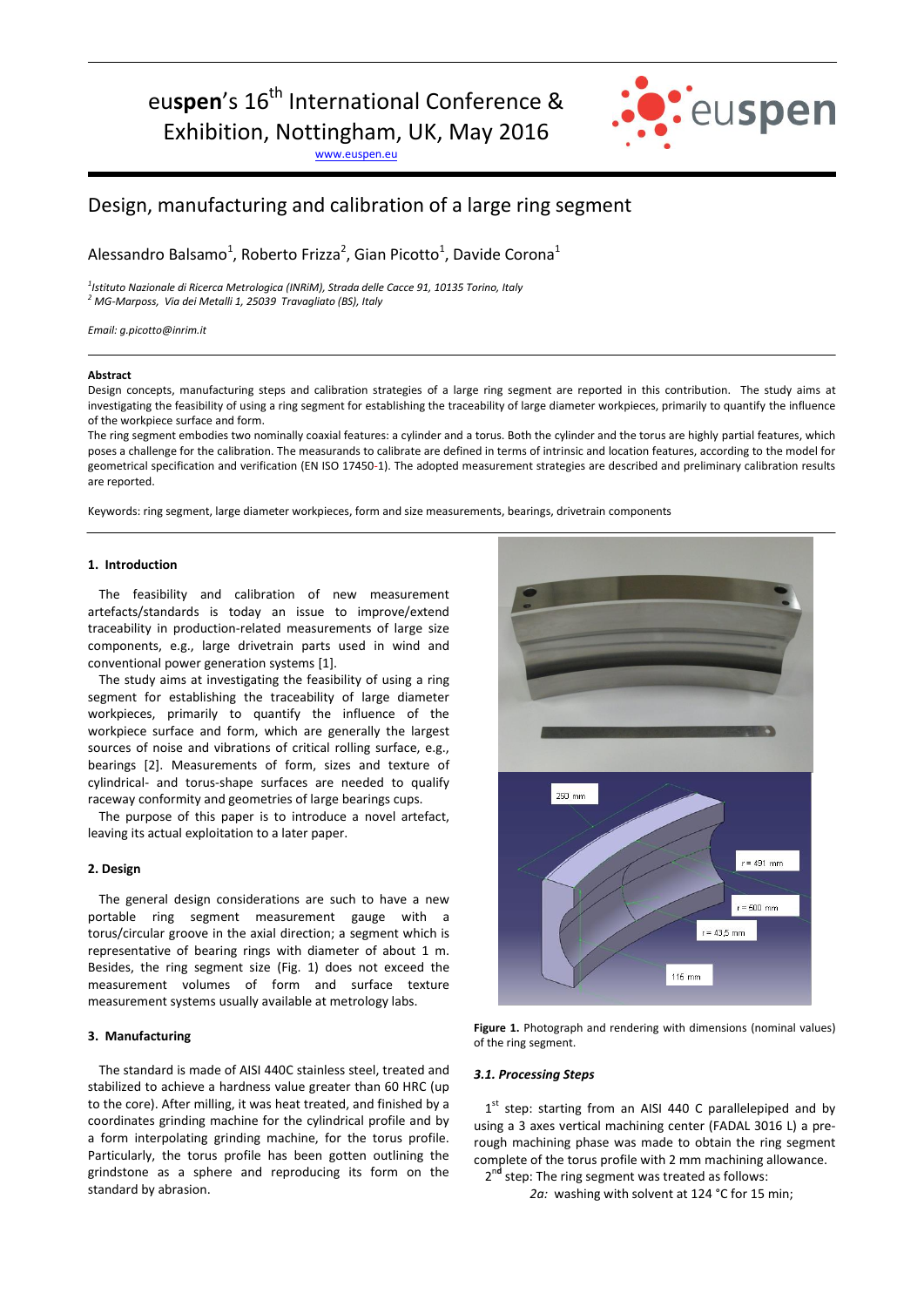euspen's 16th International Conference & Exhibition, Nottingham, UK, May 2016

www.euspen.eu

# Design, manufacturing and calibration of a large ring segment

Alessandro Balsamo[1], Roberto Frizza[2], Gian Picotto[1], Davide Corona[1]

[1] *Istituto Nazionale di Ricerca Metrologica (INRiM), Strada delle Cacce 91, 10135 Torino, Italy*
[2] *MG-Marposs, Via dei Metalli 1, 25039 Travagliato (BS), Italy*

*Email: g.picotto@inrim.it*

**Abstract**

Design concepts, manufacturing steps and calibration strategies of a large ring segment are reported in this contribution. The study aims at investigating the feasibility of using a ring segment for establishing the traceability of large diameter workpieces, primarily to quantify the influence of the workpiece surface and form.

The ring segment embodies two nominally coaxial features: a cylinder and a torus. Both the cylinder and the torus are highly partial features, which poses a challenge for the calibration. The measurands to calibrate are defined in terms of intrinsic and location features, according to the model for geometrical specification and verification (EN ISO 17450-1). The adopted measurement strategies are described and preliminary calibration results are reported.

Keywords: ring segment, large diameter workpieces, form and size measurements, bearings, drivetrain components

## 1. Introduction

The feasibility and calibration of new measurement artefacts/standards is today an issue to improve/extend traceability in production-related measurements of large size components, e.g., large drivetrain parts used in wind and conventional power generation systems [1].

The study aims at investigating the feasibility of using a ring segment for establishing the traceability of large diameter workpieces, primarily to quantify the influence of the workpiece surface and form, which are generally the largest sources of noise and vibrations of critical rolling surface, e.g., bearings [2]. Measurements of form, sizes and texture of cylindrical- and torus-shape surfaces are needed to qualify raceway conformity and geometries of large bearings cups.

The purpose of this paper is to introduce a novel artefact, leaving its actual exploitation to a later paper.

## 2. Design

The general design considerations are such to have a new portable ring segment measurement gauge with a torus/circular groove in the axial direction; a segment which is representative of bearing rings with diameter of about 1 m. Besides, the ring segment size (Fig. 1) does not exceed the measurement volumes of form and surface texture measurement systems usually available at metrology labs.

## 3. Manufacturing

The standard is made of AISI 440C stainless steel, treated and stabilized to achieve a hardness value greater than 60 HRC (up to the core). After milling, it was heat treated, and finished by a coordinates grinding machine for the cylindrical profile and by a form interpolating grinding machine, for the torus profile. Particularly, the torus profile has been gotten outlining the grindstone as a sphere and reproducing its form on the standard by abrasion.

**Figure 1.** Photograph and rendering with dimensions (nominal values) of the ring segment.

### *3.1. Processing Steps*

1st step: starting from an AISI 440 C parallelepiped and by using a 3 axes vertical machining center (FADAL 3016 L) a pre-rough machining phase was made to obtain the ring segment complete of the torus profile with 2 mm machining allowance.

2nd step: The ring segment was treated as follows:

*2a:* washing with solvent at 124 °C for 15 min;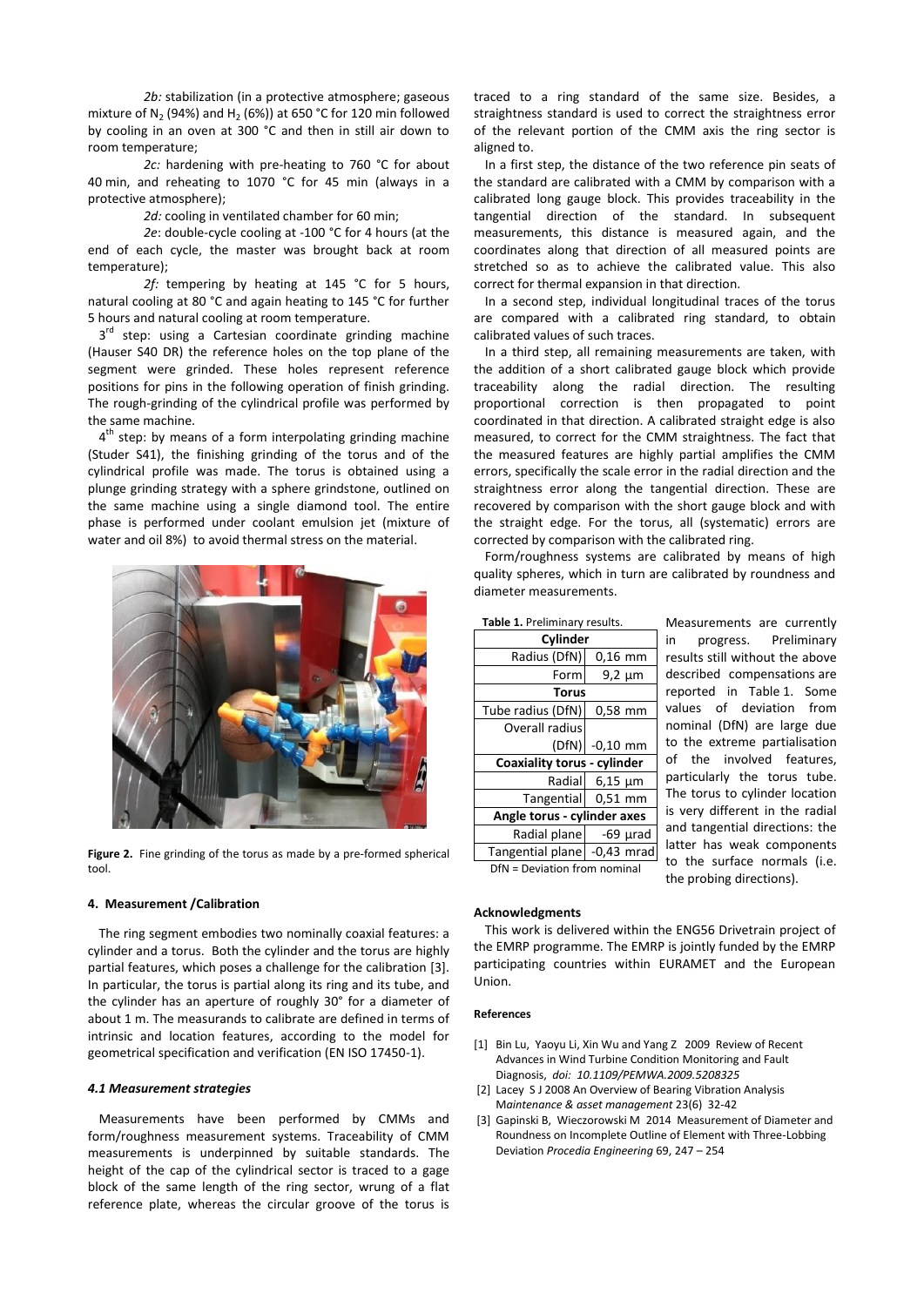*2b:* stabilization (in a protective atmosphere; gaseous mixture of $N_2$ (94%) and $H_2$ (6%)) at 650 °C for 120 min followed by cooling in an oven at 300 °C and then in still air down to room temperature;

*2c:* hardening with pre-heating to 760 °C for about 40 min, and reheating to 1070 °C for 45 min (always in a protective atmosphere);

*2d:* cooling in ventilated chamber for 60 min;

*2e*: double-cycle cooling at -100 °C for 4 hours (at the end of each cycle, the master was brought back at room temperature);

*2f:* tempering by heating at 145 °C for 5 hours, natural cooling at 80 °C and again heating to 145 °C for further 5 hours and natural cooling at room temperature.

3rd step: using a Cartesian coordinate grinding machine (Hauser S40 DR) the reference holes on the top plane of the segment were grinded. These holes represent reference positions for pins in the following operation of finish grinding. The rough-grinding of the cylindrical profile was performed by the same machine.

4th step: by means of a form interpolating grinding machine (Studer S41), the finishing grinding of the torus and of the cylindrical profile was made. The torus is obtained using a plunge grinding strategy with a sphere grindstone, outlined on the same machine using a single diamond tool. The entire phase is performed under coolant emulsion jet (mixture of water and oil 8%) to avoid thermal stress on the material.

**Figure 2.** Fine grinding of the torus as made by a pre-formed spherical tool.

## 4. Measurement /Calibration

The ring segment embodies two nominally coaxial features: a cylinder and a torus. Both the cylinder and the torus are highly partial features, which poses a challenge for the calibration [3]. In particular, the torus is partial along its ring and its tube, and the cylinder has an aperture of roughly 30° for a diameter of about 1 m. The measurands to calibrate are defined in terms of intrinsic and location features, according to the model for geometrical specification and verification (EN ISO 17450-1).

### *4.1 Measurement strategies*

Measurements have been performed by CMMs and form/roughness measurement systems. Traceability of CMM measurements is underpinned by suitable standards. The height of the cap of the cylindrical sector is traced to a gage block of the same length of the ring sector, wrung of a flat reference plate, whereas the circular groove of the torus is traced to a ring standard of the same size. Besides, a straightness standard is used to correct the straightness error of the relevant portion of the CMM axis the ring sector is aligned to.

In a first step, the distance of the two reference pin seats of the standard are calibrated with a CMM by comparison with a calibrated long gauge block. This provides traceability in the tangential direction of the standard. In subsequent measurements, this distance is measured again, and the coordinates along that direction of all measured points are stretched so as to achieve the calibrated value. This also correct for thermal expansion in that direction.

In a second step, individual longitudinal traces of the torus are compared with a calibrated ring standard, to obtain calibrated values of such traces.

In a third step, all remaining measurements are taken, with the addition of a short calibrated gauge block which provide traceability along the radial direction. The resulting proportional correction is then propagated to point coordinated in that direction. A calibrated straight edge is also measured, to correct for the CMM straightness. The fact that the measured features are highly partial amplifies the CMM errors, specifically the scale error in the radial direction and the straightness error along the tangential direction. These are recovered by comparison with the short gauge block and with the straight edge. For the torus, all (systematic) errors are corrected by comparison with the calibrated ring.

Form/roughness systems are calibrated by means of high quality spheres, which in turn are calibrated by roundness and diameter measurements.

**Table 1.** Preliminary results.

| | |
|---|---|
| **Cylinder** | |
| Radius (DfN) | 0,16 mm |
| Form | 9,2 µm |
| **Torus** | |
| Tube radius (DfN) | 0,58 mm |
| Overall radius (DfN) | -0,10 mm |
| **Coaxiality torus - cylinder** | |
| Radial | 6,15 µm |
| Tangential | 0,51 mm |
| **Angle torus - cylinder axes** | |
| Radial plane | -69 µrad |
| Tangential plane | -0,43 mrad |

DfN = Deviation from nominal

Measurements are currently in progress. Preliminary results still without the above described compensations are reported in Table 1. Some values of deviation from nominal (DfN) are large due to the extreme partialisation of the involved features, particularly the torus tube. The torus to cylinder location is very different in the radial and tangential directions: the latter has weak components to the surface normals (i.e. the probing directions).

## Acknowledgments

This work is delivered within the ENG56 Drivetrain project of the EMRP programme. The EMRP is jointly funded by the EMRP participating countries within EURAMET and the European Union.

## References

[1] Bin Lu, Yaoyu Li, Xin Wu and Yang Z 2009 Review of Recent Advances in Wind Turbine Condition Monitoring and Fault Diagnosis, *doi: 10.1109/PEMWA.2009.5208325*

[2] Lacey S J 2008 An Overview of Bearing Vibration Analysis *Maintenance & asset management* 23(6) 32-42

[3] Gapinski B, Wieczorowski M 2014 Measurement of Diameter and Roundness on Incomplete Outline of Element with Three-Lobbing Deviation *Procedia Engineering* 69, 247 – 254